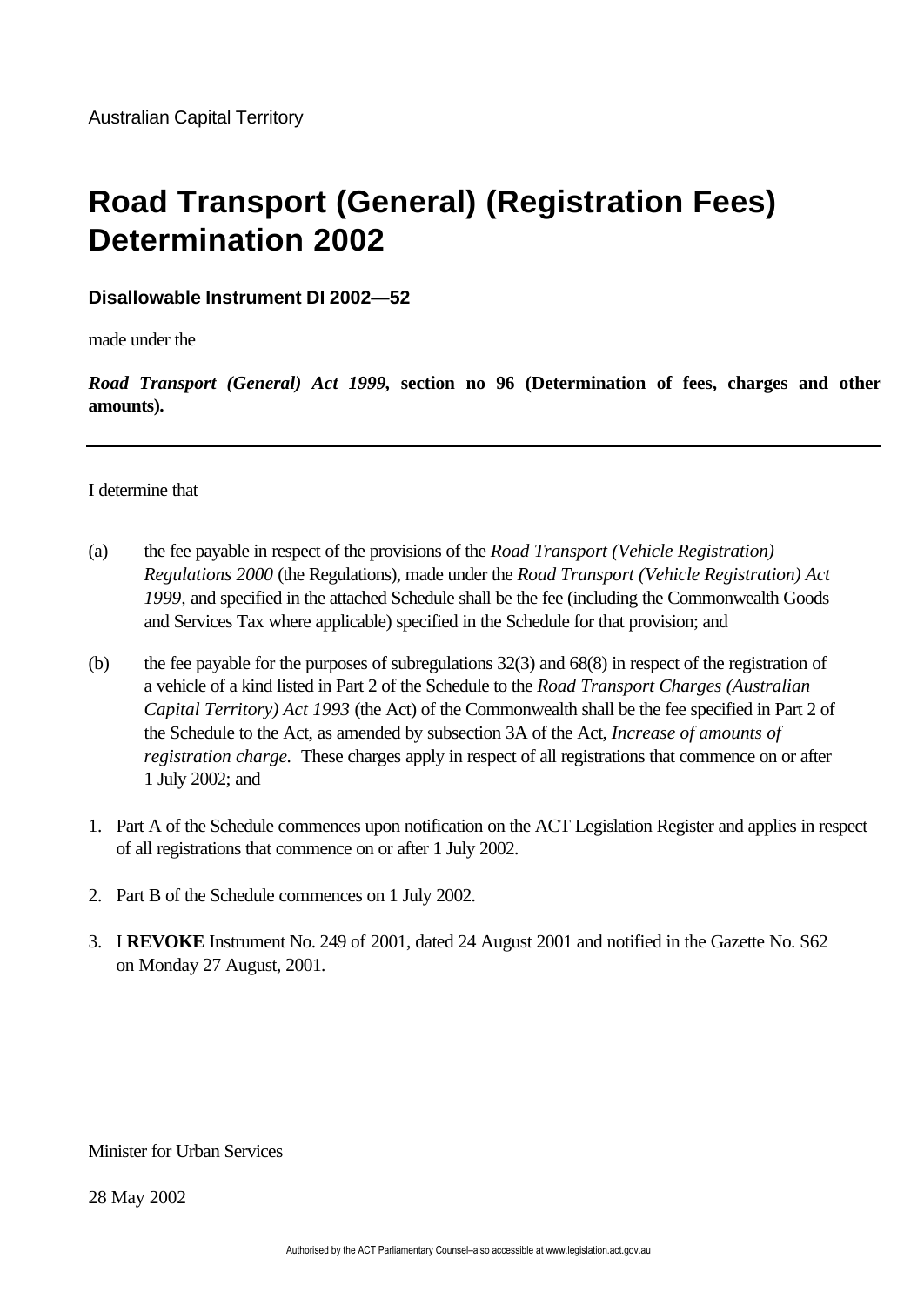Australian Capital Territory

# Road Transport (General) (Registration Fees) Determination 2002

**Disallowable Instrument DI 2002—52**

made under the

***Road Transport (General) Act 1999*, section no 96 (Determination of fees, charges and other amounts).**

---

I determine that

(a) the fee payable in respect of the provisions of the *Road Transport (Vehicle Registration) Regulations 2000* (the Regulations), made under the *Road Transport (Vehicle Registration) Act 1999,* and specified in the attached Schedule shall be the fee (including the Commonwealth Goods and Services Tax where applicable) specified in the Schedule for that provision; and

(b) the fee payable for the purposes of subregulations 32(3) and 68(8) in respect of the registration of a vehicle of a kind listed in Part 2 of the Schedule to the *Road Transport Charges (Australian Capital Territory) Act 1993* (the Act) of the Commonwealth shall be the fee specified in Part 2 of the Schedule to the Act, as amended by subsection 3A of the Act, *Increase of amounts of registration charge.* These charges apply in respect of all registrations that commence on or after 1 July 2002; and

1. Part A of the Schedule commences upon notification on the ACT Legislation Register and applies in respect of all registrations that commence on or after 1 July 2002.

2. Part B of the Schedule commences on 1 July 2002.

3. I **REVOKE** Instrument No. 249 of 2001, dated 24 August 2001 and notified in the Gazette No. S62 on Monday 27 August, 2001.

Minister for Urban Services

28 May 2002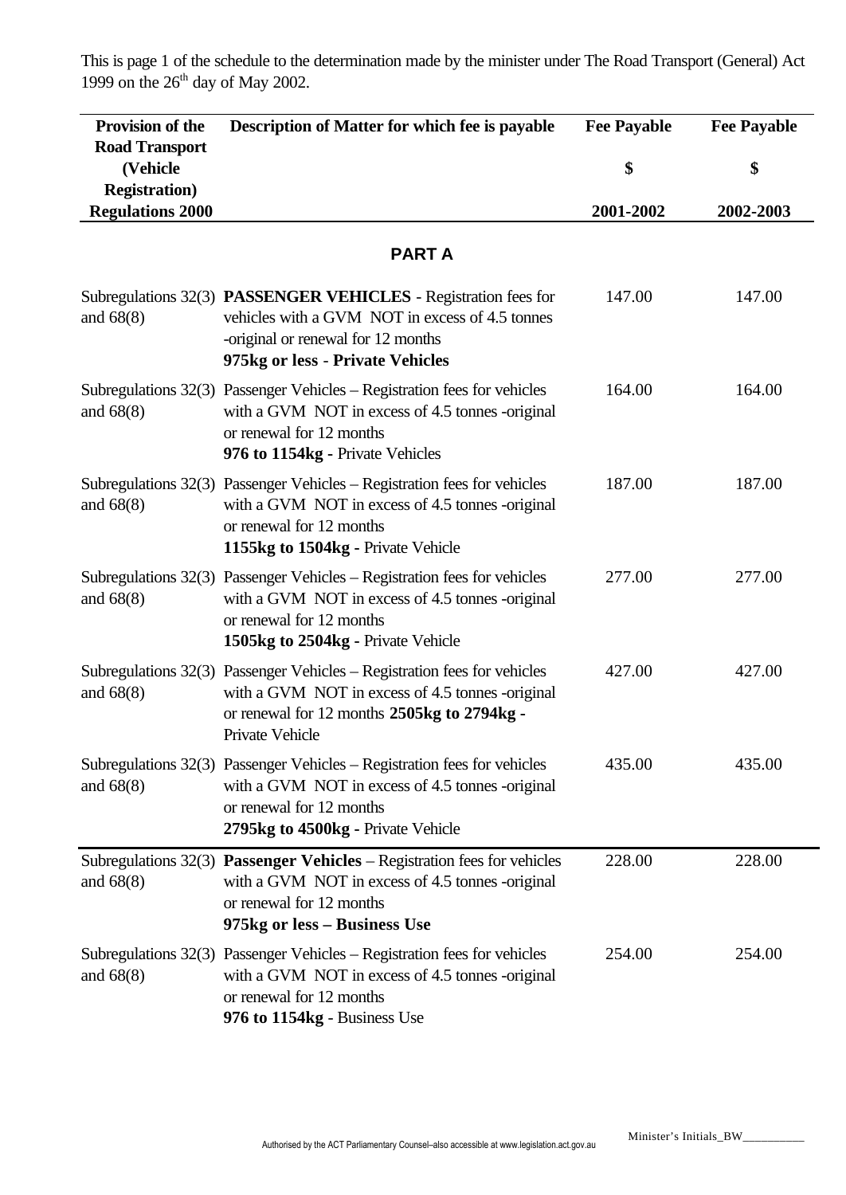This is page 1 of the schedule to the determination made by the minister under The Road Transport (General) Act 1999 on the 26th day of May 2002.

| Provision of the Road Transport (Vehicle Registration) Regulations 2000 | Description of Matter for which fee is payable | Fee Payable $ 2001-2002 | Fee Payable $ 2002-2003 |
|---|---|---|---|
| | **PART A** | | |
| Subregulations 32(3) and 68(8) | **PASSENGER VEHICLES** - Registration fees for vehicles with a GVM NOT in excess of 4.5 tonnes -original or renewal for 12 months **975kg or less - Private Vehicles** | 147.00 | 147.00 |
| Subregulations 32(3) and 68(8) | Passenger Vehicles – Registration fees for vehicles with a GVM NOT in excess of 4.5 tonnes -original or renewal for 12 months **976 to 1154kg** - Private Vehicles | 164.00 | 164.00 |
| Subregulations 32(3) and 68(8) | Passenger Vehicles – Registration fees for vehicles with a GVM NOT in excess of 4.5 tonnes -original or renewal for 12 months **1155kg to 1504kg** - Private Vehicle | 187.00 | 187.00 |
| Subregulations 32(3) and 68(8) | Passenger Vehicles – Registration fees for vehicles with a GVM NOT in excess of 4.5 tonnes -original or renewal for 12 months **1505kg to 2504kg** - Private Vehicle | 277.00 | 277.00 |
| Subregulations 32(3) and 68(8) | Passenger Vehicles – Registration fees for vehicles with a GVM NOT in excess of 4.5 tonnes -original or renewal for 12 months **2505kg to 2794kg** - Private Vehicle | 427.00 | 427.00 |
| Subregulations 32(3) and 68(8) | Passenger Vehicles – Registration fees for vehicles with a GVM NOT in excess of 4.5 tonnes -original or renewal for 12 months **2795kg to 4500kg** - Private Vehicle | 435.00 | 435.00 |
| Subregulations 32(3) and 68(8) | **Passenger Vehicles** – Registration fees for vehicles with a GVM NOT in excess of 4.5 tonnes -original or renewal for 12 months **975kg or less – Business Use** | 228.00 | 228.00 |
| Subregulations 32(3) and 68(8) | Passenger Vehicles – Registration fees for vehicles with a GVM NOT in excess of 4.5 tonnes -original or renewal for 12 months **976 to 1154kg** - Business Use | 254.00 | 254.00 |

Minister's Initials_BW__________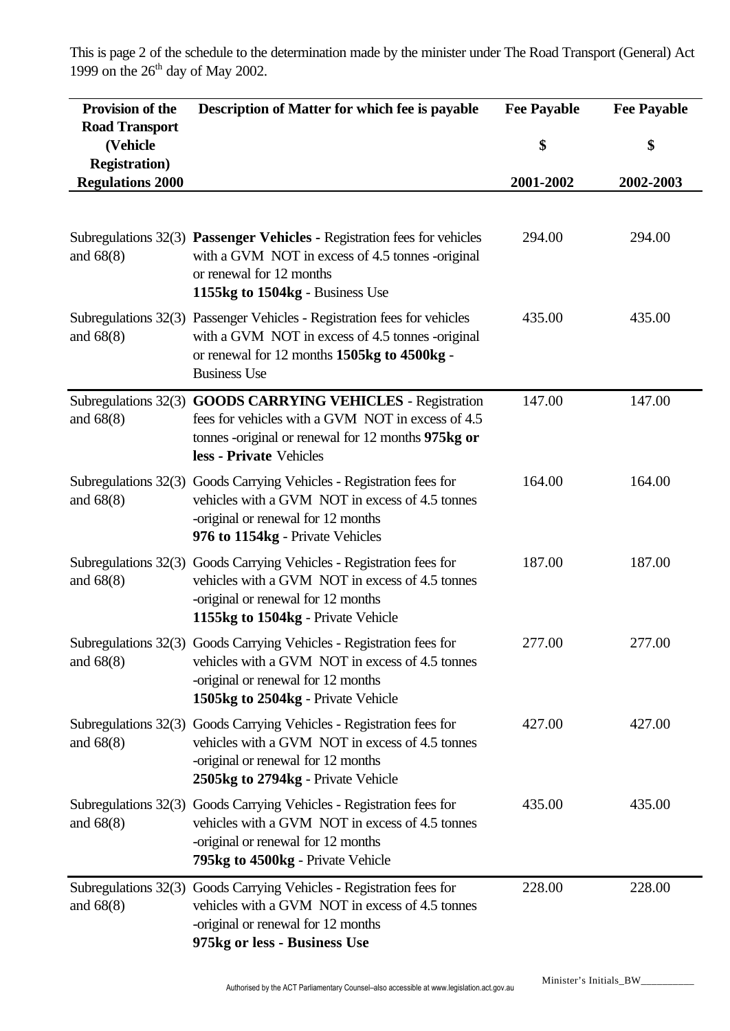This is page 2 of the schedule to the determination made by the minister under The Road Transport (General) Act 1999 on the 26th day of May 2002.

| Provision of the Road Transport (Vehicle Registration) Regulations 2000 | Description of Matter for which fee is payable | Fee Payable $ 2001-2002 | Fee Payable $ 2002-2003 |
|---|---|---|---|
| Subregulations 32(3) and 68(8) | **Passenger Vehicles -** Registration fees for vehicles with a GVM NOT in excess of 4.5 tonnes -original or renewal for 12 months **1155kg to 1504kg** - Business Use | 294.00 | 294.00 |
| Subregulations 32(3) and 68(8) | Passenger Vehicles - Registration fees for vehicles with a GVM NOT in excess of 4.5 tonnes -original or renewal for 12 months **1505kg to 4500kg** - Business Use | 435.00 | 435.00 |
| Subregulations 32(3) and 68(8) | **GOODS CARRYING VEHICLES** - Registration fees for vehicles with a GVM NOT in excess of 4.5 tonnes -original or renewal for 12 months **975kg or less - Private** Vehicles | 147.00 | 147.00 |
| Subregulations 32(3) and 68(8) | Goods Carrying Vehicles - Registration fees for vehicles with a GVM NOT in excess of 4.5 tonnes -original or renewal for 12 months **976 to 1154kg** - Private Vehicles | 164.00 | 164.00 |
| Subregulations 32(3) and 68(8) | Goods Carrying Vehicles - Registration fees for vehicles with a GVM NOT in excess of 4.5 tonnes -original or renewal for 12 months **1155kg to 1504kg** - Private Vehicle | 187.00 | 187.00 |
| Subregulations 32(3) and 68(8) | Goods Carrying Vehicles - Registration fees for vehicles with a GVM NOT in excess of 4.5 tonnes -original or renewal for 12 months **1505kg to 2504kg** - Private Vehicle | 277.00 | 277.00 |
| Subregulations 32(3) and 68(8) | Goods Carrying Vehicles - Registration fees for vehicles with a GVM NOT in excess of 4.5 tonnes -original or renewal for 12 months **2505kg to 2794kg** - Private Vehicle | 427.00 | 427.00 |
| Subregulations 32(3) and 68(8) | Goods Carrying Vehicles - Registration fees for vehicles with a GVM NOT in excess of 4.5 tonnes -original or renewal for 12 months **795kg to 4500kg** - Private Vehicle | 435.00 | 435.00 |
| Subregulations 32(3) and 68(8) | Goods Carrying Vehicles - Registration fees for vehicles with a GVM NOT in excess of 4.5 tonnes -original or renewal for 12 months **975kg or less - Business Use** | 228.00 | 228.00 |

Minister's Initials_BW__________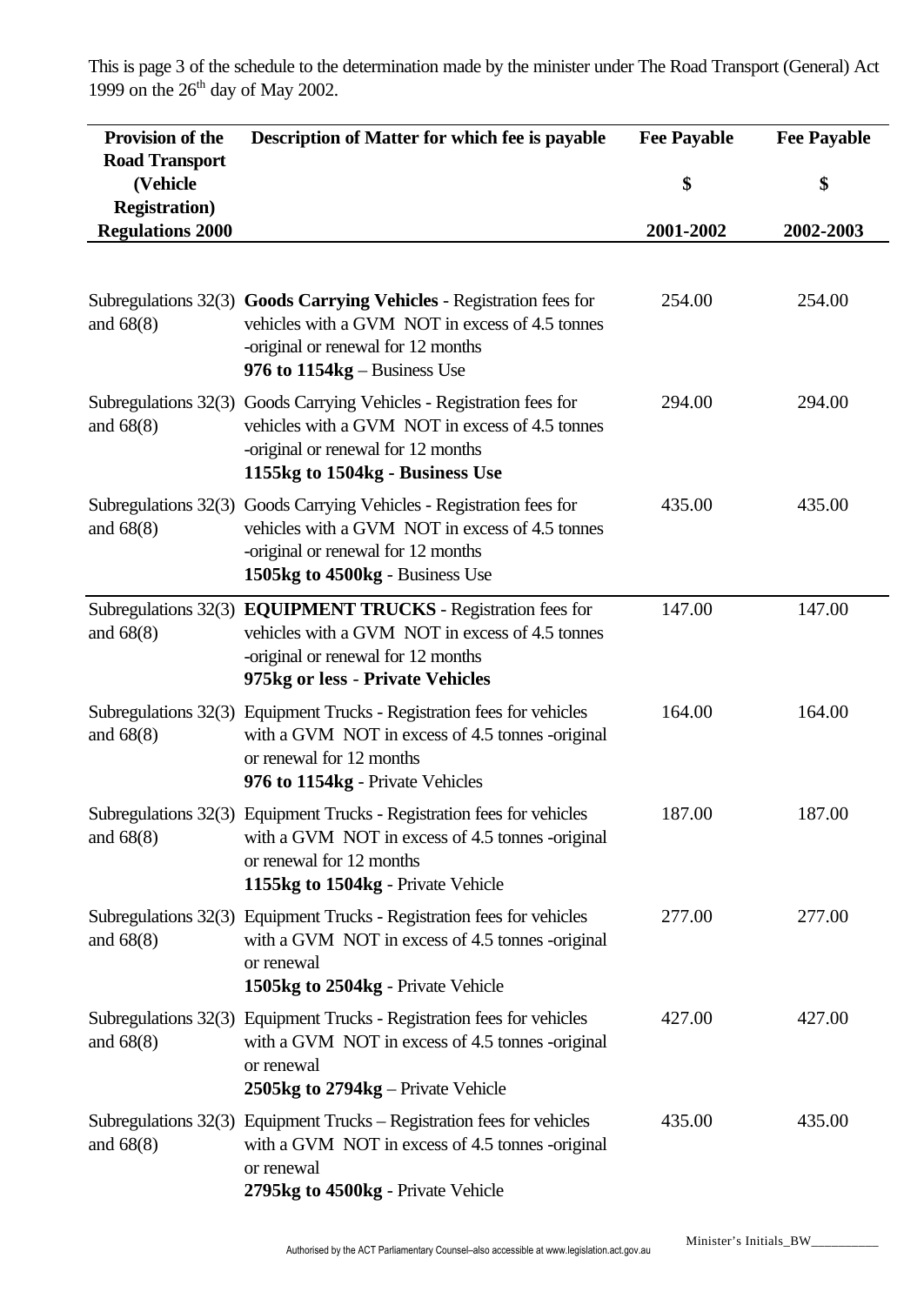This is page 3 of the schedule to the determination made by the minister under The Road Transport (General) Act 1999 on the 26th day of May 2002.

| Provision of the Road Transport (Vehicle Registration) Regulations 2000 | Description of Matter for which fee is payable | Fee Payable $ 2001-2002 | Fee Payable $ 2002-2003 |
|---|---|---|---|
| Subregulations 32(3) and 68(8) | **Goods Carrying Vehicles** - Registration fees for vehicles with a GVM NOT in excess of 4.5 tonnes -original or renewal for 12 months **976 to 1154kg** – Business Use | 254.00 | 254.00 |
| Subregulations 32(3) and 68(8) | Goods Carrying Vehicles - Registration fees for vehicles with a GVM NOT in excess of 4.5 tonnes -original or renewal for 12 months **1155kg to 1504kg - Business Use** | 294.00 | 294.00 |
| Subregulations 32(3) and 68(8) | Goods Carrying Vehicles - Registration fees for vehicles with a GVM NOT in excess of 4.5 tonnes -original or renewal for 12 months **1505kg to 4500kg** - Business Use | 435.00 | 435.00 |
| Subregulations 32(3) and 68(8) | **EQUIPMENT TRUCKS** - Registration fees for vehicles with a GVM NOT in excess of 4.5 tonnes -original or renewal for 12 months **975kg or less - Private Vehicles** | 147.00 | 147.00 |
| Subregulations 32(3) and 68(8) | Equipment Trucks - Registration fees for vehicles with a GVM NOT in excess of 4.5 tonnes -original or renewal for 12 months **976 to 1154kg** - Private Vehicles | 164.00 | 164.00 |
| Subregulations 32(3) and 68(8) | Equipment Trucks - Registration fees for vehicles with a GVM NOT in excess of 4.5 tonnes -original or renewal for 12 months **1155kg to 1504kg** - Private Vehicle | 187.00 | 187.00 |
| Subregulations 32(3) and 68(8) | Equipment Trucks - Registration fees for vehicles with a GVM NOT in excess of 4.5 tonnes -original or renewal **1505kg to 2504kg** - Private Vehicle | 277.00 | 277.00 |
| Subregulations 32(3) and 68(8) | Equipment Trucks - Registration fees for vehicles with a GVM NOT in excess of 4.5 tonnes -original or renewal **2505kg to 2794kg** – Private Vehicle | 427.00 | 427.00 |
| Subregulations 32(3) and 68(8) | Equipment Trucks – Registration fees for vehicles with a GVM NOT in excess of 4.5 tonnes -original or renewal **2795kg to 4500kg** - Private Vehicle | 435.00 | 435.00 |

Minister's Initials_BW__________

Authorised by the ACT Parliamentary Counsel–also accessible at www.legislation.act.gov.au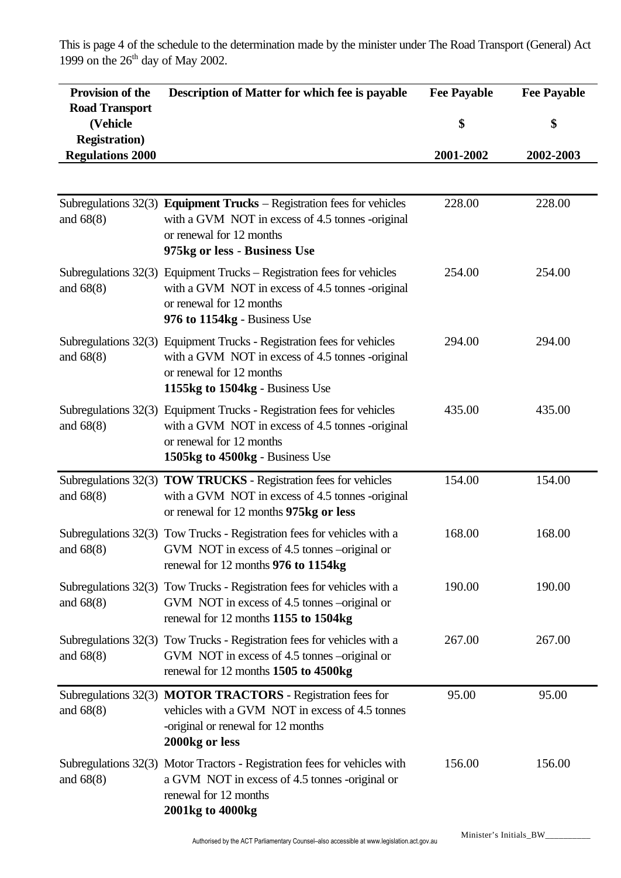This is page 4 of the schedule to the determination made by the minister under The Road Transport (General) Act 1999 on the 26th day of May 2002.

| Provision of the Road Transport (Vehicle Registration) Regulations 2000 | Description of Matter for which fee is payable | Fee Payable $ 2001-2002 | Fee Payable $ 2002-2003 |
|---|---|---|---|
| Subregulations 32(3) and 68(8) | **Equipment Trucks** – Registration fees for vehicles with a GVM NOT in excess of 4.5 tonnes -original or renewal for 12 months **975kg or less - Business Use** | 228.00 | 228.00 |
| Subregulations 32(3) and 68(8) | Equipment Trucks – Registration fees for vehicles with a GVM NOT in excess of 4.5 tonnes -original or renewal for 12 months **976 to 1154kg** - Business Use | 254.00 | 254.00 |
| Subregulations 32(3) and 68(8) | Equipment Trucks - Registration fees for vehicles with a GVM NOT in excess of 4.5 tonnes -original or renewal for 12 months **1155kg to 1504kg** - Business Use | 294.00 | 294.00 |
| Subregulations 32(3) and 68(8) | Equipment Trucks - Registration fees for vehicles with a GVM NOT in excess of 4.5 tonnes -original or renewal for 12 months **1505kg to 4500kg** - Business Use | 435.00 | 435.00 |
| Subregulations 32(3) and 68(8) | **TOW TRUCKS** - Registration fees for vehicles with a GVM NOT in excess of 4.5 tonnes -original or renewal for 12 months **975kg or less** | 154.00 | 154.00 |
| Subregulations 32(3) and 68(8) | Tow Trucks - Registration fees for vehicles with a GVM NOT in excess of 4.5 tonnes –original or renewal for 12 months **976 to 1154kg** | 168.00 | 168.00 |
| Subregulations 32(3) and 68(8) | Tow Trucks - Registration fees for vehicles with a GVM NOT in excess of 4.5 tonnes –original or renewal for 12 months **1155 to 1504kg** | 190.00 | 190.00 |
| Subregulations 32(3) and 68(8) | Tow Trucks - Registration fees for vehicles with a GVM NOT in excess of 4.5 tonnes –original or renewal for 12 months **1505 to 4500kg** | 267.00 | 267.00 |
| Subregulations 32(3) and 68(8) | **MOTOR TRACTORS** - Registration fees for vehicles with a GVM NOT in excess of 4.5 tonnes -original or renewal for 12 months **2000kg or less** | 95.00 | 95.00 |
| Subregulations 32(3) and 68(8) | Motor Tractors - Registration fees for vehicles with a GVM NOT in excess of 4.5 tonnes -original or renewal for 12 months **2001kg to 4000kg** | 156.00 | 156.00 |

Minister's Initials_BW__________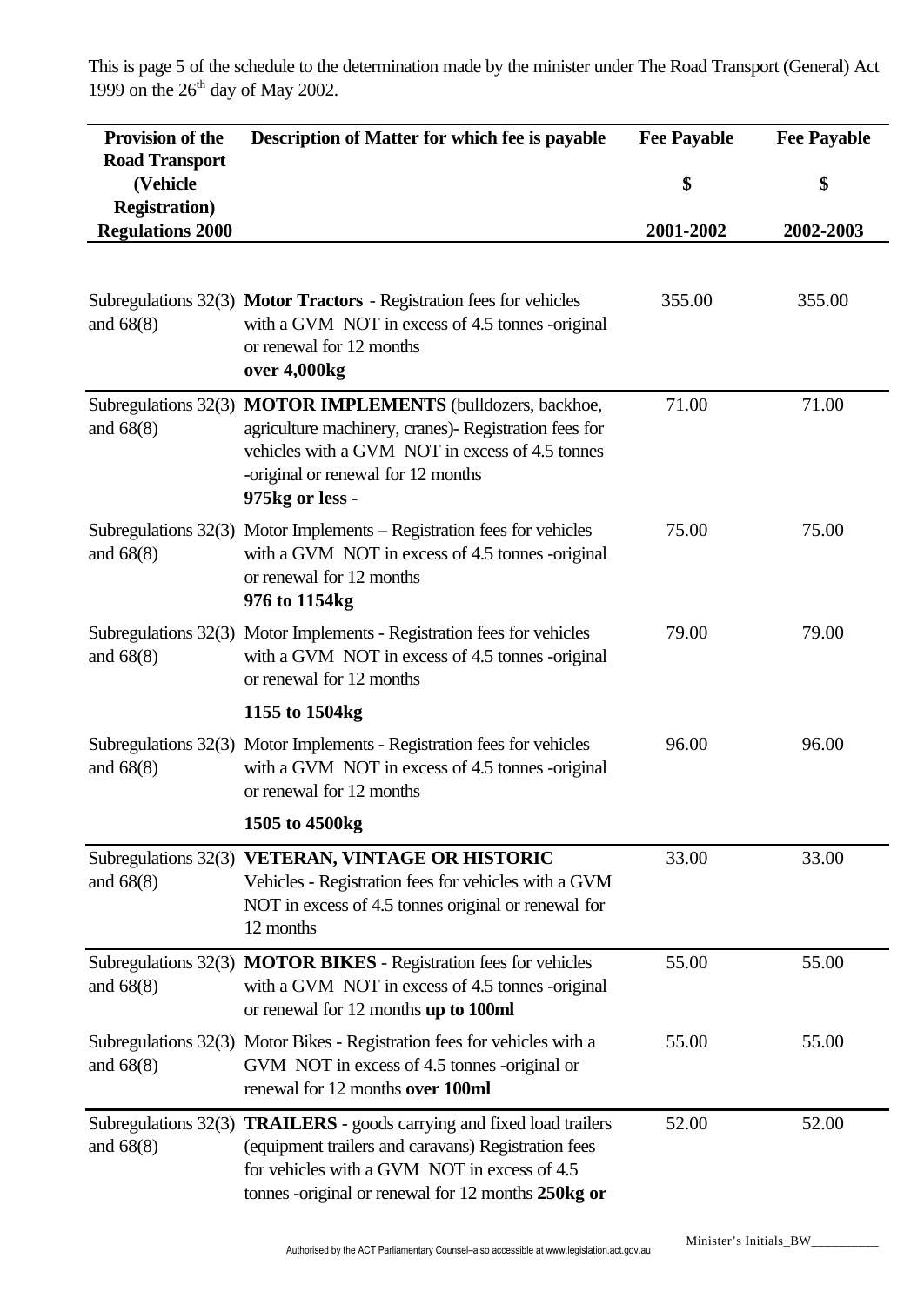This is page 5 of the schedule to the determination made by the minister under The Road Transport (General) Act 1999 on the 26th day of May 2002.

| Provision of the Road Transport (Vehicle Registration) Regulations 2000 | Description of Matter for which fee is payable | Fee Payable $ 2001-2002 | Fee Payable $ 2002-2003 |
|---|---|---|---|
| Subregulations 32(3) and 68(8) | **Motor Tractors** - Registration fees for vehicles with a GVM NOT in excess of 4.5 tonnes -original or renewal for 12 months **over 4,000kg** | 355.00 | 355.00 |
| Subregulations 32(3) and 68(8) | **MOTOR IMPLEMENTS** (bulldozers, backhoe, agriculture machinery, cranes)- Registration fees for vehicles with a GVM NOT in excess of 4.5 tonnes -original or renewal for 12 months **975kg or less -** | 71.00 | 71.00 |
| Subregulations 32(3) and 68(8) | Motor Implements – Registration fees for vehicles with a GVM NOT in excess of 4.5 tonnes -original or renewal for 12 months **976 to 1154kg** | 75.00 | 75.00 |
| Subregulations 32(3) and 68(8) | Motor Implements - Registration fees for vehicles with a GVM NOT in excess of 4.5 tonnes -original or renewal for 12 months **1155 to 1504kg** | 79.00 | 79.00 |
| Subregulations 32(3) and 68(8) | Motor Implements - Registration fees for vehicles with a GVM NOT in excess of 4.5 tonnes -original or renewal for 12 months **1505 to 4500kg** | 96.00 | 96.00 |
| Subregulations 32(3) and 68(8) | **VETERAN, VINTAGE OR HISTORIC** Vehicles - Registration fees for vehicles with a GVM NOT in excess of 4.5 tonnes original or renewal for 12 months | 33.00 | 33.00 |
| Subregulations 32(3) and 68(8) | **MOTOR BIKES** - Registration fees for vehicles with a GVM NOT in excess of 4.5 tonnes -original or renewal for 12 months **up to 100ml** | 55.00 | 55.00 |
| Subregulations 32(3) and 68(8) | Motor Bikes - Registration fees for vehicles with a GVM NOT in excess of 4.5 tonnes -original or renewal for 12 months **over 100ml** | 55.00 | 55.00 |
| Subregulations 32(3) and 68(8) | **TRAILERS** - goods carrying and fixed load trailers (equipment trailers and caravans) Registration fees for vehicles with a GVM NOT in excess of 4.5 tonnes -original or renewal for 12 months **250kg or** | 52.00 | 52.00 |

Minister's Initials_BW__________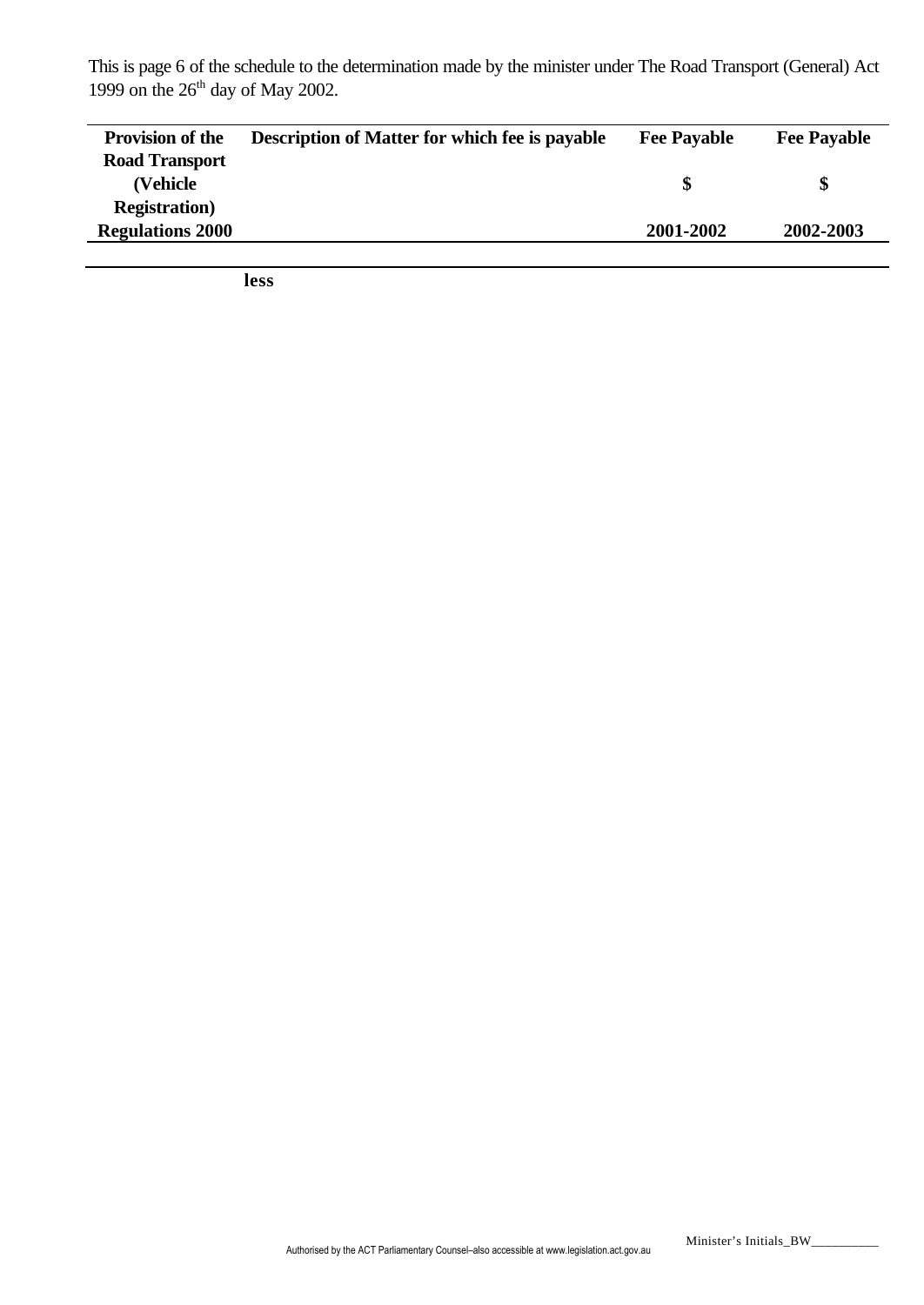This is page 6 of the schedule to the determination made by the minister under The Road Transport (General) Act 1999 on the 26th day of May 2002.

| Provision of the Road Transport (Vehicle Registration) Regulations 2000 | Description of Matter for which fee is payable | Fee Payable $ 2001-2002 | Fee Payable $ 2002-2003 |
|---|---|---|---|
| | **less** | | |

Minister's Initials_BW__________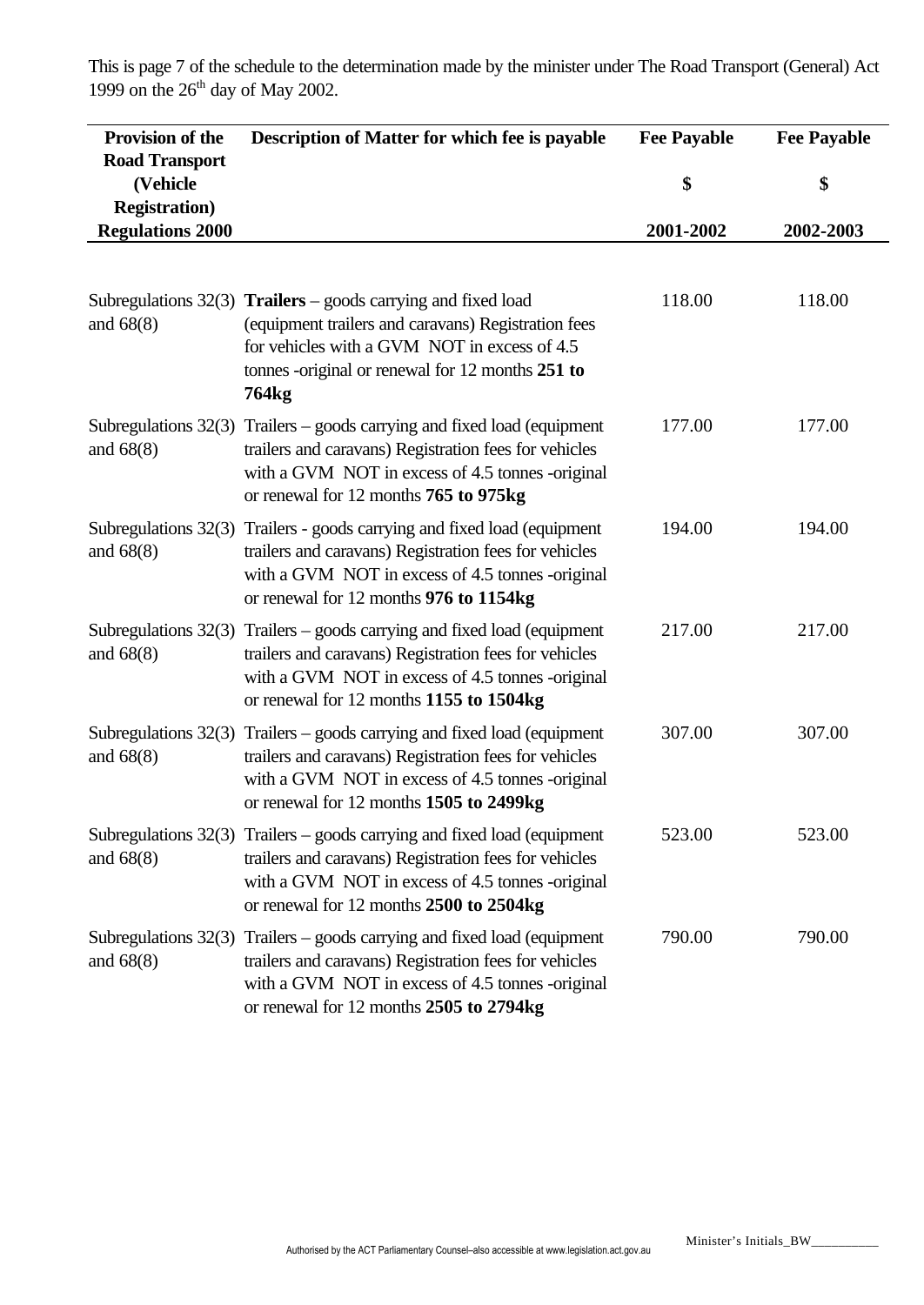This is page 7 of the schedule to the determination made by the minister under The Road Transport (General) Act 1999 on the 26th day of May 2002.

| Provision of the Road Transport (Vehicle Registration) Regulations 2000 | Description of Matter for which fee is payable | Fee Payable $ 2001-2002 | Fee Payable $ 2002-2003 |
|---|---|---|---|
| Subregulations 32(3) and 68(8) | **Trailers** – goods carrying and fixed load (equipment trailers and caravans) Registration fees for vehicles with a GVM NOT in excess of 4.5 tonnes -original or renewal for 12 months **251 to 764kg** | 118.00 | 118.00 |
| Subregulations 32(3) and 68(8) | Trailers – goods carrying and fixed load (equipment trailers and caravans) Registration fees for vehicles with a GVM NOT in excess of 4.5 tonnes -original or renewal for 12 months **765 to 975kg** | 177.00 | 177.00 |
| Subregulations 32(3) and 68(8) | Trailers - goods carrying and fixed load (equipment trailers and caravans) Registration fees for vehicles with a GVM NOT in excess of 4.5 tonnes -original or renewal for 12 months **976 to 1154kg** | 194.00 | 194.00 |
| Subregulations 32(3) and 68(8) | Trailers – goods carrying and fixed load (equipment trailers and caravans) Registration fees for vehicles with a GVM NOT in excess of 4.5 tonnes -original or renewal for 12 months **1155 to 1504kg** | 217.00 | 217.00 |
| Subregulations 32(3) and 68(8) | Trailers – goods carrying and fixed load (equipment trailers and caravans) Registration fees for vehicles with a GVM NOT in excess of 4.5 tonnes -original or renewal for 12 months **1505 to 2499kg** | 307.00 | 307.00 |
| Subregulations 32(3) and 68(8) | Trailers – goods carrying and fixed load (equipment trailers and caravans) Registration fees for vehicles with a GVM NOT in excess of 4.5 tonnes -original or renewal for 12 months **2500 to 2504kg** | 523.00 | 523.00 |
| Subregulations 32(3) and 68(8) | Trailers – goods carrying and fixed load (equipment trailers and caravans) Registration fees for vehicles with a GVM NOT in excess of 4.5 tonnes -original or renewal for 12 months **2505 to 2794kg** | 790.00 | 790.00 |

Minister's Initials_BW__________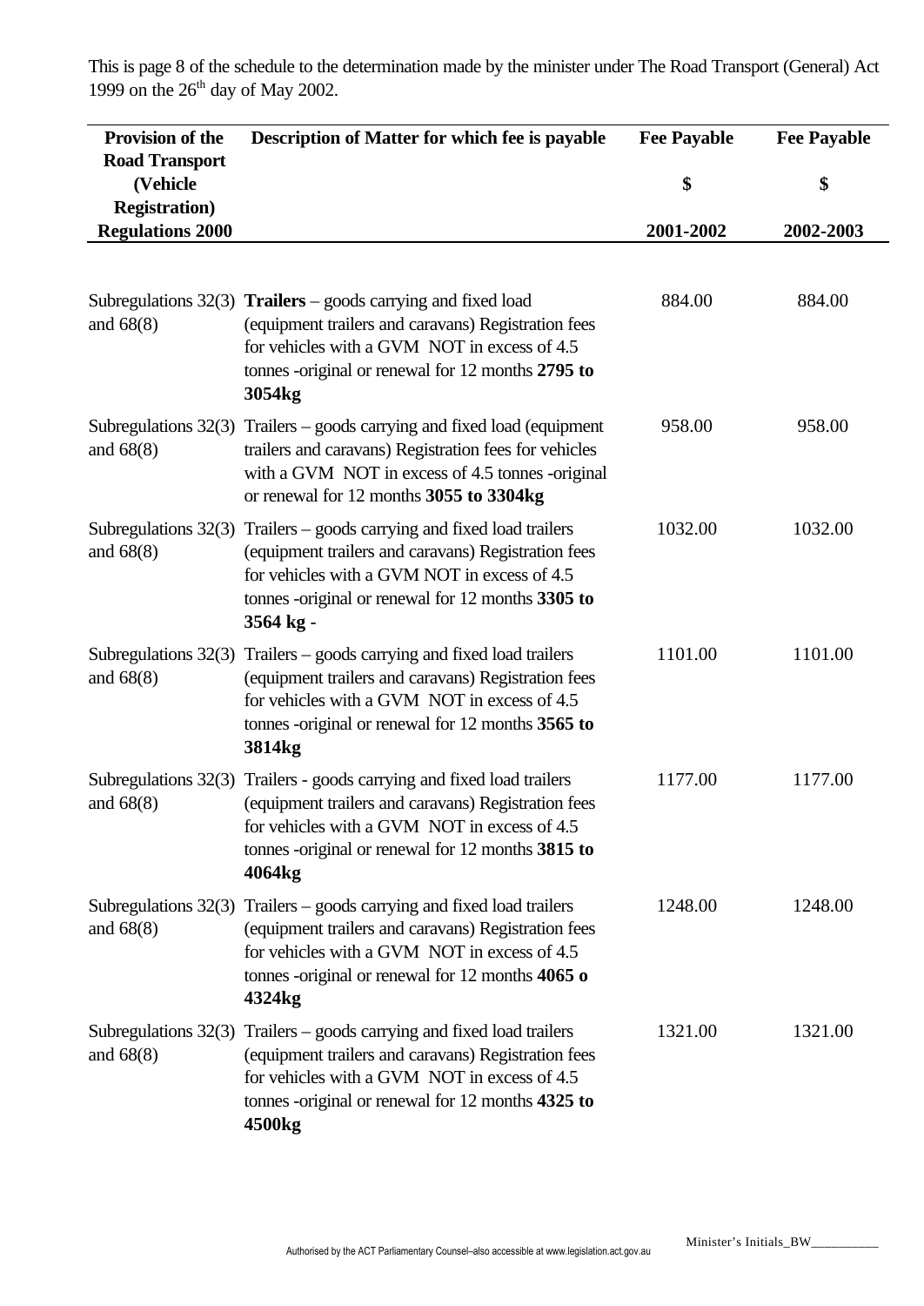This is page 8 of the schedule to the determination made by the minister under The Road Transport (General) Act 1999 on the 26th day of May 2002.

| Provision of the Road Transport (Vehicle Registration) Regulations 2000 | Description of Matter for which fee is payable | Fee Payable $ 2001-2002 | Fee Payable $ 2002-2003 |
|---|---|---|---|
| Subregulations 32(3) and 68(8) | **Trailers** – goods carrying and fixed load (equipment trailers and caravans) Registration fees for vehicles with a GVM NOT in excess of 4.5 tonnes -original or renewal for 12 months **2795 to 3054kg** | 884.00 | 884.00 |
| Subregulations 32(3) and 68(8) | Trailers – goods carrying and fixed load (equipment trailers and caravans) Registration fees for vehicles with a GVM NOT in excess of 4.5 tonnes -original or renewal for 12 months **3055 to 3304kg** | 958.00 | 958.00 |
| Subregulations 32(3) and 68(8) | Trailers – goods carrying and fixed load trailers (equipment trailers and caravans) Registration fees for vehicles with a GVM NOT in excess of 4.5 tonnes -original or renewal for 12 months **3305 to 3564 kg** - | 1032.00 | 1032.00 |
| Subregulations 32(3) and 68(8) | Trailers – goods carrying and fixed load trailers (equipment trailers and caravans) Registration fees for vehicles with a GVM NOT in excess of 4.5 tonnes -original or renewal for 12 months **3565 to 3814kg** | 1101.00 | 1101.00 |
| Subregulations 32(3) and 68(8) | Trailers - goods carrying and fixed load trailers (equipment trailers and caravans) Registration fees for vehicles with a GVM NOT in excess of 4.5 tonnes -original or renewal for 12 months **3815 to 4064kg** | 1177.00 | 1177.00 |
| Subregulations 32(3) and 68(8) | Trailers – goods carrying and fixed load trailers (equipment trailers and caravans) Registration fees for vehicles with a GVM NOT in excess of 4.5 tonnes -original or renewal for 12 months **4065 o 4324kg** | 1248.00 | 1248.00 |
| Subregulations 32(3) and 68(8) | Trailers – goods carrying and fixed load trailers (equipment trailers and caravans) Registration fees for vehicles with a GVM NOT in excess of 4.5 tonnes -original or renewal for 12 months **4325 to 4500kg** | 1321.00 | 1321.00 |

Minister's Initials_BW__________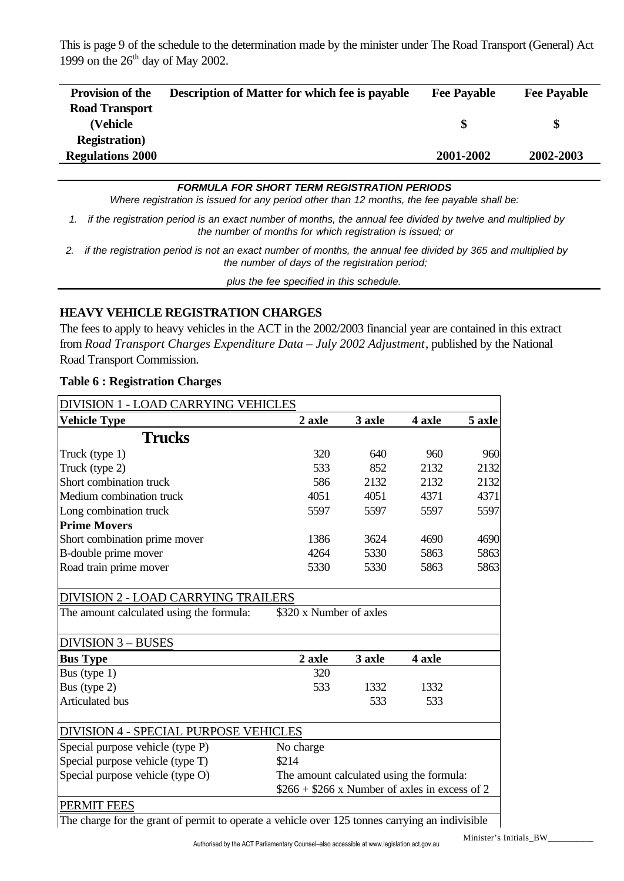This is page 9 of the schedule to the determination made by the minister under The Road Transport (General) Act 1999 on the 26th day of May 2002.

| Provision of the Road Transport (Vehicle Registration) Regulations 2000 | Description of Matter for which fee is payable | Fee Payable $ 2001-2002 | Fee Payable $ 2002-2003 |
|---|---|---|---|

***FORMULA FOR SHORT TERM REGISTRATION PERIODS***

*Where registration is issued for any period other than 12 months, the fee payable shall be:*

1. *if the registration period is an exact number of months, the annual fee divided by twelve and multiplied by the number of months for which registration is issued; or*
2. *if the registration period is not an exact number of months, the annual fee divided by 365 and multiplied by the number of days of the registration period;*

*plus the fee specified in this schedule.*

**HEAVY VEHICLE REGISTRATION CHARGES**

The fees to apply to heavy vehicles in the ACT in the 2002/2003 financial year are contained in this extract from *Road Transport Charges Expenditure Data – July 2002 Adjustment*, published by the National Road Transport Commission.

**Table 6 : Registration Charges**

| DIVISION 1 - LOAD CARRYING VEHICLES | | | | |
|---|---|---|---|---|
| **Vehicle Type** | **2 axle** | **3 axle** | **4 axle** | **5 axle** |
| **Trucks** | | | | |
| Truck (type 1) | 320 | 640 | 960 | 960 |
| Truck (type 2) | 533 | 852 | 2132 | 2132 |
| Short combination truck | 586 | 2132 | 2132 | 2132 |
| Medium combination truck | 4051 | 4051 | 4371 | 4371 |
| Long combination truck | 5597 | 5597 | 5597 | 5597 |
| **Prime Movers** | | | | |
| Short combination prime mover | 1386 | 3624 | 4690 | 4690 |
| B-double prime mover | 4264 | 5330 | 5863 | 5863 |
| Road train prime mover | 5330 | 5330 | 5863 | 5863 |
| DIVISION 2 - LOAD CARRYING TRAILERS | | | | |
| The amount calculated using the formula: | $320 x Number of axles | | | |
| DIVISION 3 – BUSES | | | | |
| **Bus Type** | **2 axle** | **3 axle** | **4 axle** | |
| Bus (type 1) | 320 | | | |
| Bus (type 2) | 533 | 1332 | 1332 | |
| Articulated bus | | 533 | 533 | |
| DIVISION 4 - SPECIAL PURPOSE VEHICLES | | | | |
| Special purpose vehicle (type P) | No charge | | | |
| Special purpose vehicle (type T) | $214 | | | |
| Special purpose vehicle (type O) | The amount calculated using the formula: $266 + $266 x Number of axles in excess of 2 | | | |
| PERMIT FEES | | | | |

The charge for the grant of permit to operate a vehicle over 125 tonnes carrying an indivisible

Minister's Initials_BW__________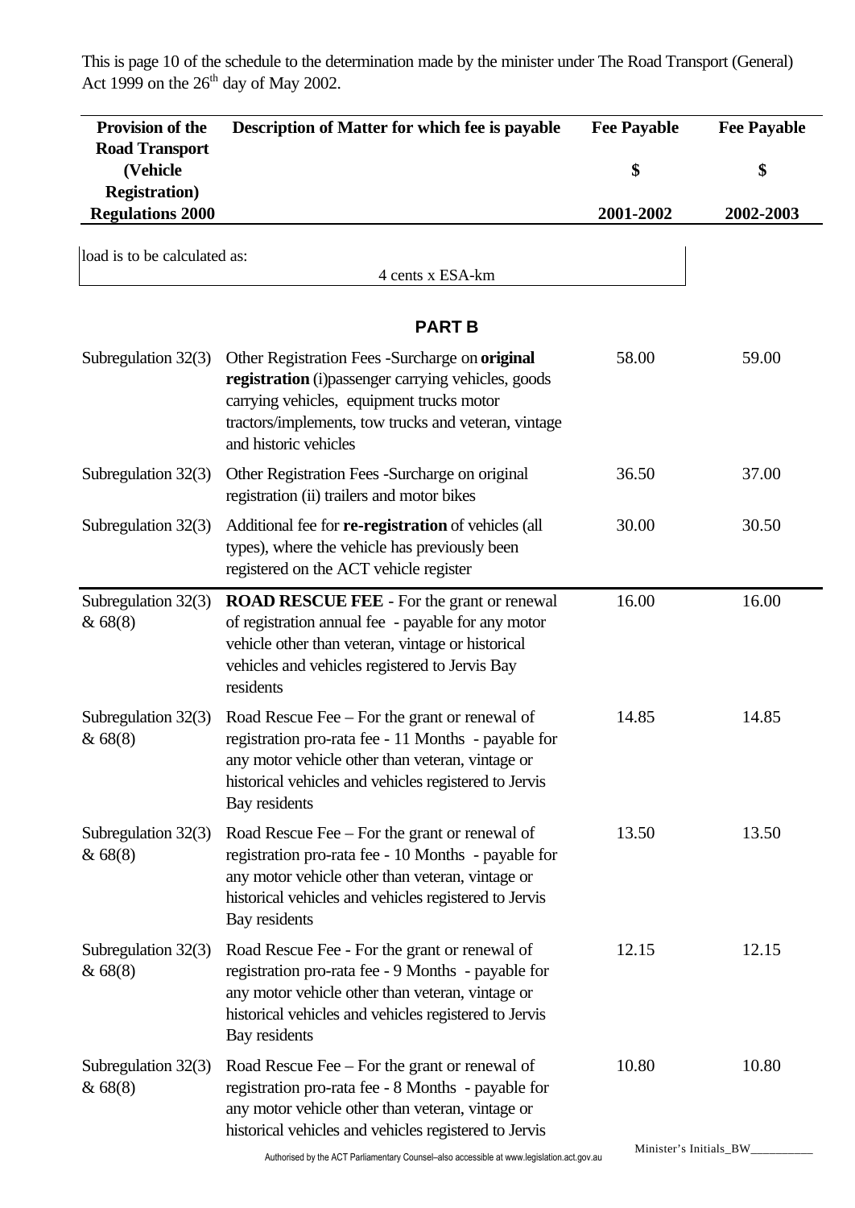This is page 10 of the schedule to the determination made by the minister under The Road Transport (General) Act 1999 on the 26th day of May 2002.

| Provision of the Road Transport (Vehicle Registration) Regulations 2000 | Description of Matter for which fee is payable | Fee Payable $ 2001-2002 | Fee Payable $ 2002-2003 |
|---|---|---|---|
| load is to be calculated as: 4 cents x ESA-km | | | |
| | **PART B** | | |
| Subregulation 32(3) | Other Registration Fees -Surcharge on **original registration** (i)passenger carrying vehicles, goods carrying vehicles, equipment trucks motor tractors/implements, tow trucks and veteran, vintage and historic vehicles | 58.00 | 59.00 |
| Subregulation 32(3) | Other Registration Fees -Surcharge on original registration (ii) trailers and motor bikes | 36.50 | 37.00 |
| Subregulation 32(3) | Additional fee for **re-registration** of vehicles (all types), where the vehicle has previously been registered on the ACT vehicle register | 30.00 | 30.50 |
| Subregulation 32(3) & 68(8) | **ROAD RESCUE FEE** - For the grant or renewal of registration annual fee - payable for any motor vehicle other than veteran, vintage or historical vehicles and vehicles registered to Jervis Bay residents | 16.00 | 16.00 |
| Subregulation 32(3) & 68(8) | Road Rescue Fee – For the grant or renewal of registration pro-rata fee - 11 Months - payable for any motor vehicle other than veteran, vintage or historical vehicles and vehicles registered to Jervis Bay residents | 14.85 | 14.85 |
| Subregulation 32(3) & 68(8) | Road Rescue Fee – For the grant or renewal of registration pro-rata fee - 10 Months - payable for any motor vehicle other than veteran, vintage or historical vehicles and vehicles registered to Jervis Bay residents | 13.50 | 13.50 |
| Subregulation 32(3) & 68(8) | Road Rescue Fee - For the grant or renewal of registration pro-rata fee - 9 Months - payable for any motor vehicle other than veteran, vintage or historical vehicles and vehicles registered to Jervis Bay residents | 12.15 | 12.15 |
| Subregulation 32(3) & 68(8) | Road Rescue Fee – For the grant or renewal of registration pro-rata fee - 8 Months - payable for any motor vehicle other than veteran, vintage or historical vehicles and vehicles registered to Jervis | 10.80 | 10.80 |

Minister's Initials_BW__________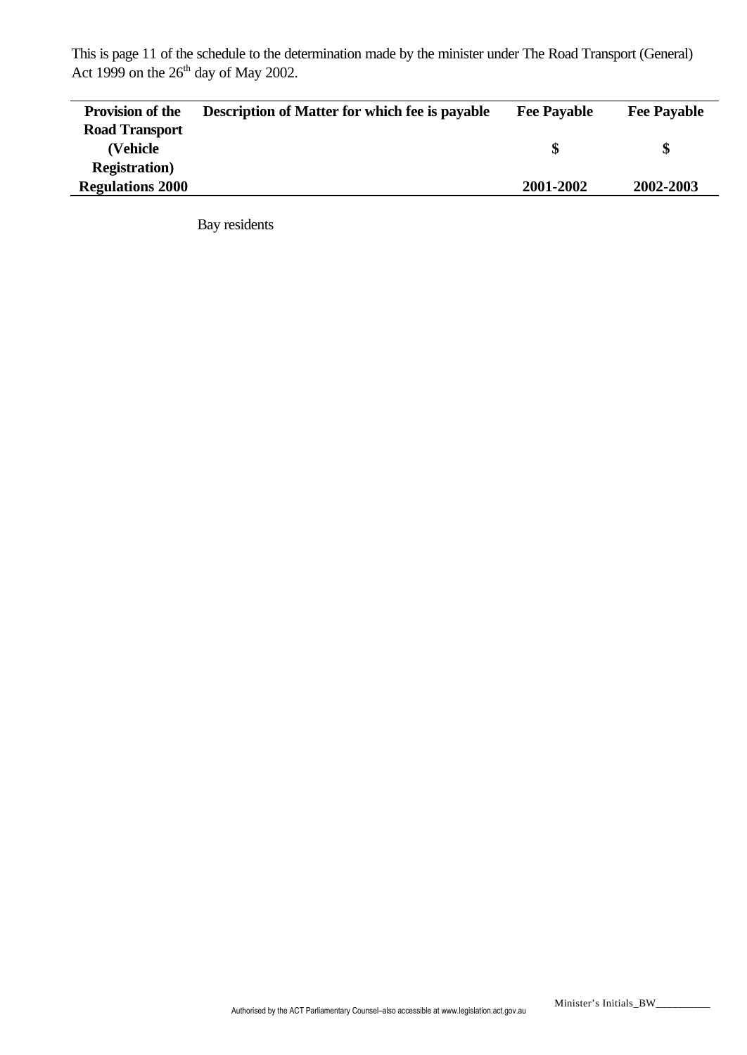This is page 11 of the schedule to the determination made by the minister under The Road Transport (General) Act 1999 on the 26th day of May 2002.

| Provision of the Road Transport (Vehicle Registration) Regulations 2000 | Description of Matter for which fee is payable | Fee Payable<br>$<br>2001-2002 | Fee Payable<br>$<br>2002-2003 |
|---|---|---|---|
| | Bay residents | | |

Minister's Initials_BW__________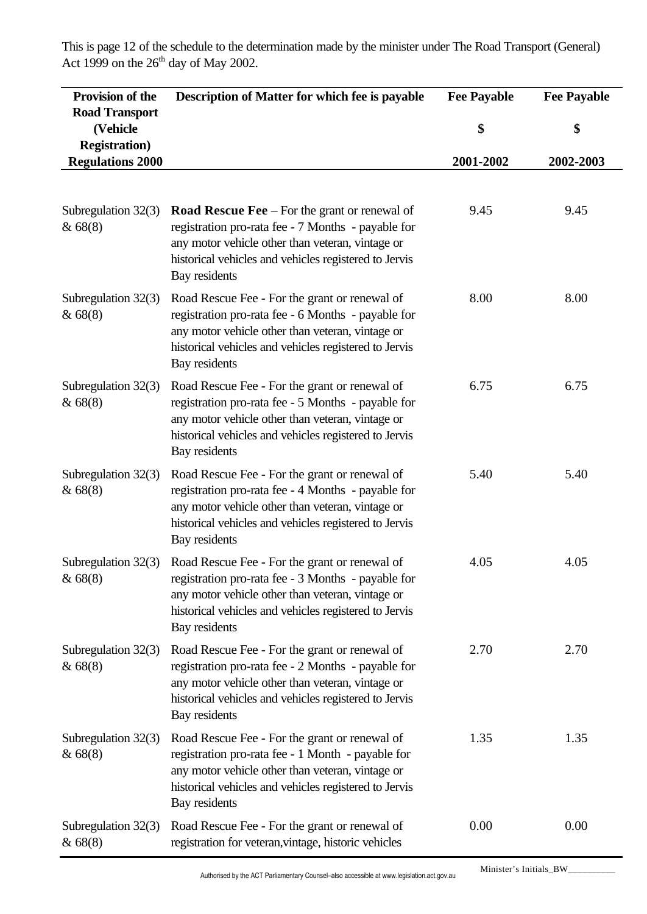This is page 12 of the schedule to the determination made by the minister under The Road Transport (General) Act 1999 on the 26th day of May 2002.

| Provision of the Road Transport (Vehicle Registration) Regulations 2000 | Description of Matter for which fee is payable | Fee Payable $ 2001-2002 | Fee Payable $ 2002-2003 |
|---|---|---|---|
| Subregulation 32(3) & 68(8) | **Road Rescue Fee** – For the grant or renewal of registration pro-rata fee - 7 Months - payable for any motor vehicle other than veteran, vintage or historical vehicles and vehicles registered to Jervis Bay residents | 9.45 | 9.45 |
| Subregulation 32(3) & 68(8) | Road Rescue Fee - For the grant or renewal of registration pro-rata fee - 6 Months - payable for any motor vehicle other than veteran, vintage or historical vehicles and vehicles registered to Jervis Bay residents | 8.00 | 8.00 |
| Subregulation 32(3) & 68(8) | Road Rescue Fee - For the grant or renewal of registration pro-rata fee - 5 Months - payable for any motor vehicle other than veteran, vintage or historical vehicles and vehicles registered to Jervis Bay residents | 6.75 | 6.75 |
| Subregulation 32(3) & 68(8) | Road Rescue Fee - For the grant or renewal of registration pro-rata fee - 4 Months - payable for any motor vehicle other than veteran, vintage or historical vehicles and vehicles registered to Jervis Bay residents | 5.40 | 5.40 |
| Subregulation 32(3) & 68(8) | Road Rescue Fee - For the grant or renewal of registration pro-rata fee - 3 Months - payable for any motor vehicle other than veteran, vintage or historical vehicles and vehicles registered to Jervis Bay residents | 4.05 | 4.05 |
| Subregulation 32(3) & 68(8) | Road Rescue Fee - For the grant or renewal of registration pro-rata fee - 2 Months - payable for any motor vehicle other than veteran, vintage or historical vehicles and vehicles registered to Jervis Bay residents | 2.70 | 2.70 |
| Subregulation 32(3) & 68(8) | Road Rescue Fee - For the grant or renewal of registration pro-rata fee - 1 Month - payable for any motor vehicle other than veteran, vintage or historical vehicles and vehicles registered to Jervis Bay residents | 1.35 | 1.35 |
| Subregulation 32(3) & 68(8) | Road Rescue Fee - For the grant or renewal of registration for veteran,vintage, historic vehicles | 0.00 | 0.00 |

Minister's Initials_BW__________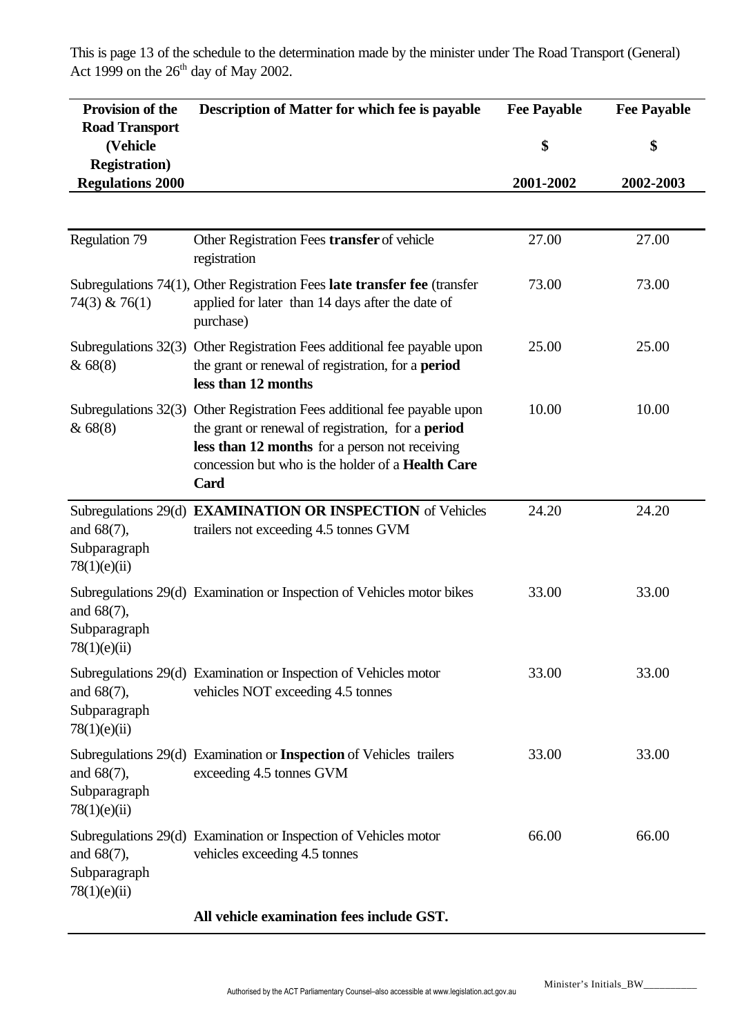This is page 13 of the schedule to the determination made by the minister under The Road Transport (General) Act 1999 on the 26th day of May 2002.

| Provision of the Road Transport (Vehicle Registration) Regulations 2000 | Description of Matter for which fee is payable | Fee Payable $ 2001-2002 | Fee Payable $ 2002-2003 |
|---|---|---|---|
| Regulation 79 | Other Registration Fees **transfer** of vehicle registration | 27.00 | 27.00 |
| Subregulations 74(1), 74(3) & 76(1) | Other Registration Fees **late transfer fee** (transfer applied for later than 14 days after the date of purchase) | 73.00 | 73.00 |
| Subregulations 32(3) & 68(8) | Other Registration Fees additional fee payable upon the grant or renewal of registration, for a **period less than 12 months** | 25.00 | 25.00 |
| Subregulations 32(3) & 68(8) | Other Registration Fees additional fee payable upon the grant or renewal of registration, for a **period less than 12 months** for a person not receiving concession but who is the holder of a **Health Care Card** | 10.00 | 10.00 |
| Subregulations 29(d) and 68(7), Subparagraph 78(1)(e)(ii) | **EXAMINATION OR INSPECTION** of Vehicles trailers not exceeding 4.5 tonnes GVM | 24.20 | 24.20 |
| Subregulations 29(d) and 68(7), Subparagraph 78(1)(e)(ii) | Examination or Inspection of Vehicles motor bikes | 33.00 | 33.00 |
| Subregulations 29(d) and 68(7), Subparagraph 78(1)(e)(ii) | Examination or Inspection of Vehicles motor vehicles NOT exceeding 4.5 tonnes | 33.00 | 33.00 |
| Subregulations 29(d) and 68(7), Subparagraph 78(1)(e)(ii) | Examination or **Inspection** of Vehicles trailers exceeding 4.5 tonnes GVM | 33.00 | 33.00 |
| Subregulations 29(d) and 68(7), Subparagraph 78(1)(e)(ii) | Examination or Inspection of Vehicles motor vehicles exceeding 4.5 tonnes | 66.00 | 66.00 |
| | **All vehicle examination fees include GST.** | | |

Minister's Initials_BW__________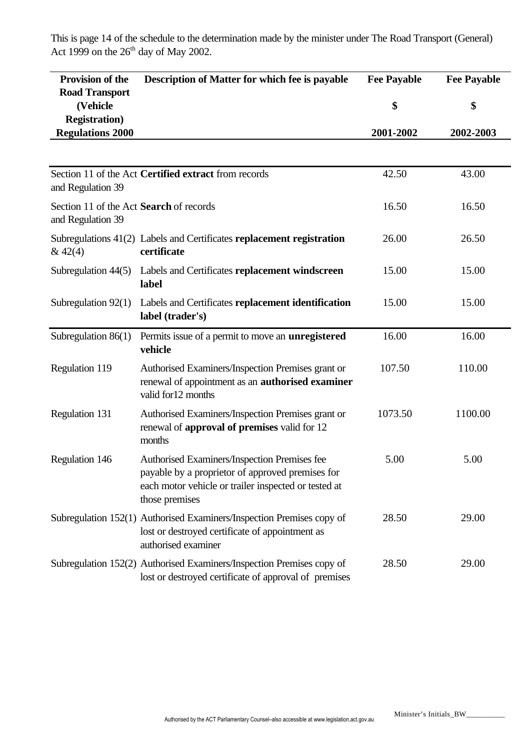This is page 14 of the schedule to the determination made by the minister under The Road Transport (General) Act 1999 on the 26th day of May 2002.

| **Provision of the Road Transport (Vehicle Registration) Regulations 2000** | **Description of Matter for which fee is payable** | **Fee Payable $ 2001-2002** | **Fee Payable $ 2002-2003** |
|---|---|---|---|
| Section 11 of the Act and Regulation 39 | **Certified extract** from records | 42.50 | 43.00 |
| Section 11 of the Act and Regulation 39 | **Search** of records | 16.50 | 16.50 |
| Subregulations 41(2) & 42(4) | Labels and Certificates **replacement registration certificate** | 26.00 | 26.50 |
| Subregulation 44(5) | Labels and Certificates **replacement windscreen label** | 15.00 | 15.00 |
| Subregulation 92(1) | Labels and Certificates **replacement identification label (trader's)** | 15.00 | 15.00 |
| Subregulation 86(1) | Permits issue of a permit to move an **unregistered vehicle** | 16.00 | 16.00 |
| Regulation 119 | Authorised Examiners/Inspection Premises grant or renewal of appointment as an **authorised examiner** valid for12 months | 107.50 | 110.00 |
| Regulation 131 | Authorised Examiners/Inspection Premises grant or renewal of **approval of premises** valid for 12 months | 1073.50 | 1100.00 |
| Regulation 146 | Authorised Examiners/Inspection Premises fee payable by a proprietor of approved premises for each motor vehicle or trailer inspected or tested at those premises | 5.00 | 5.00 |
| Subregulation 152(1) | Authorised Examiners/Inspection Premises copy of lost or destroyed certificate of appointment as authorised examiner | 28.50 | 29.00 |
| Subregulation 152(2) | Authorised Examiners/Inspection Premises copy of lost or destroyed certificate of approval of premises | 28.50 | 29.00 |

Minister's Initials_BW__________

Authorised by the ACT Parliamentary Counsel–also accessible at www.legislation.act.gov.au